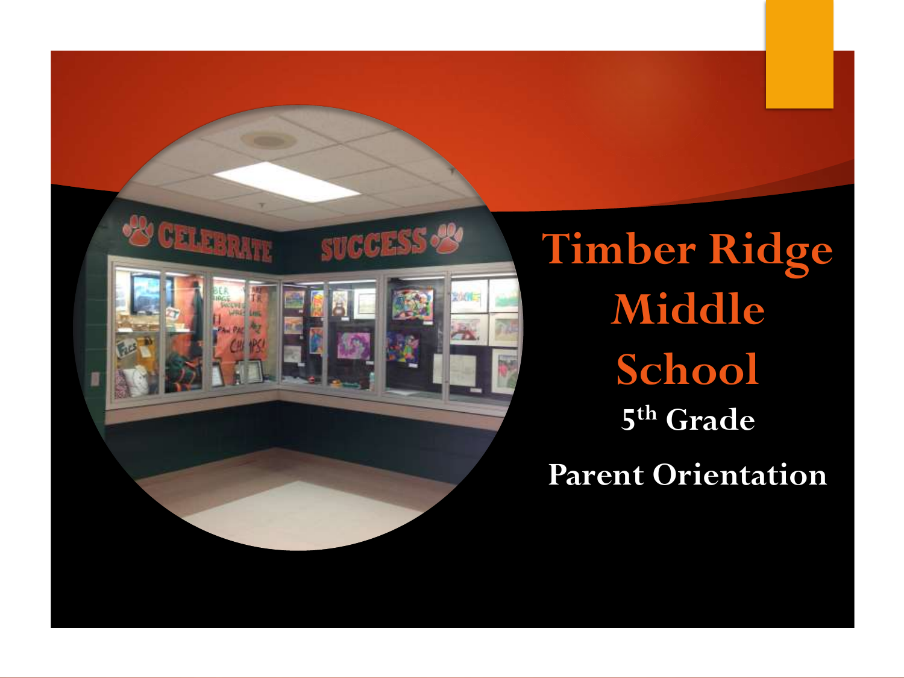# Timber Ridge Middle School

## 5th Grade

## Parent Orientation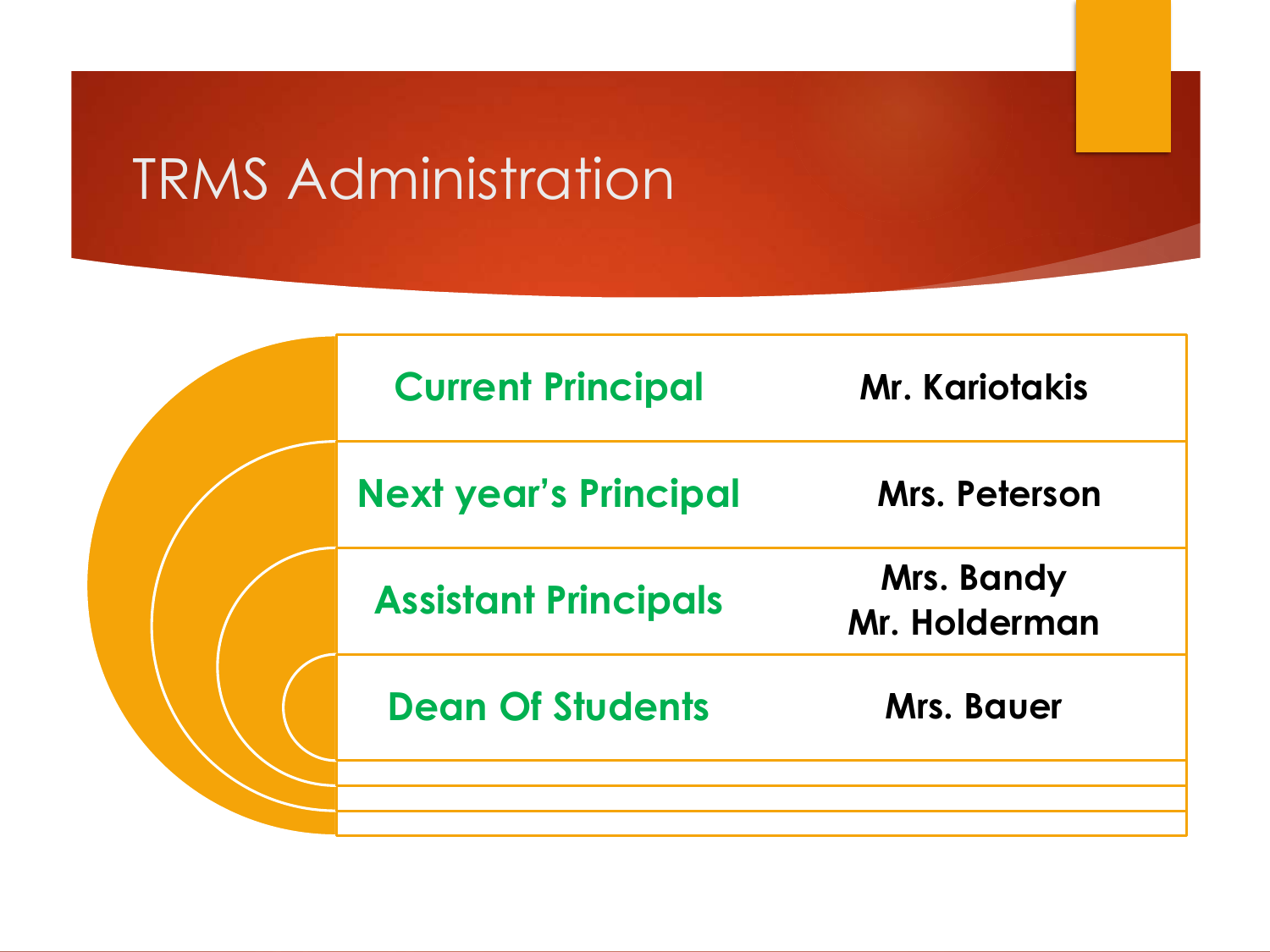# TRMS Administration

| | |
|---|---|
| Current Principal | Mr. Kariotakis |
| Next year's Principal | Mrs. Peterson |
| Assistant Principals | Mrs. Bandy<br>Mr. Holderman |
| Dean Of Students | Mrs. Bauer |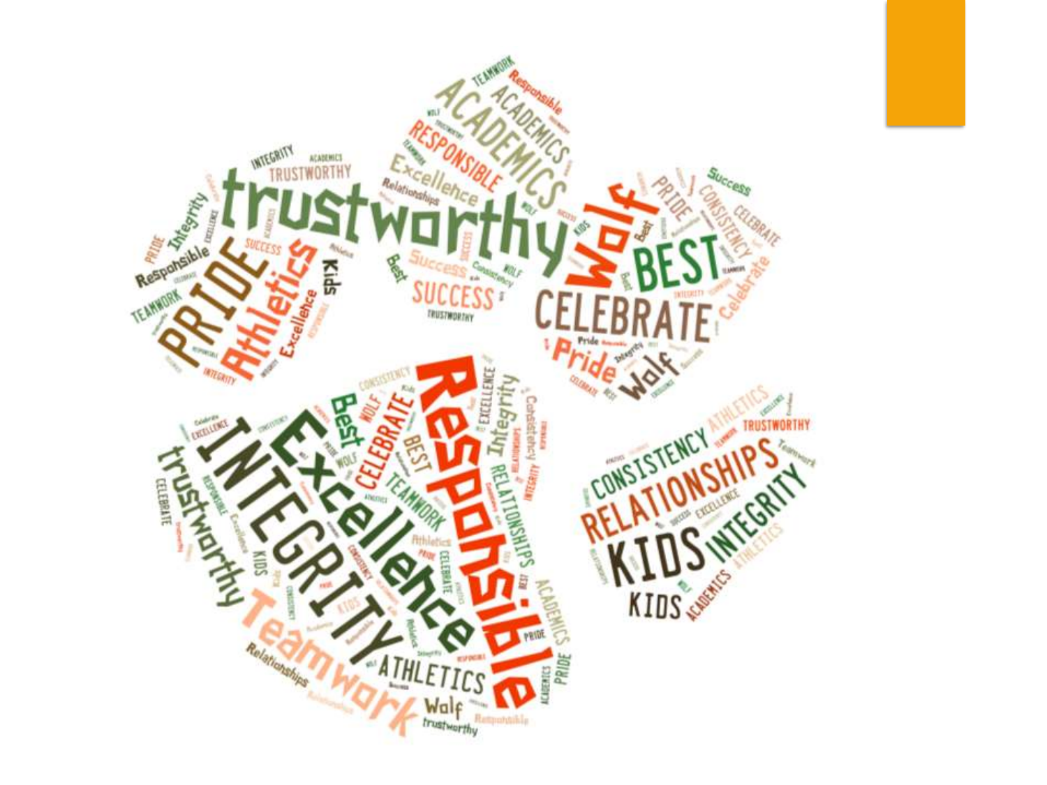trustworthy

ACADEMICS

Wolf

BEST

CELEBRATE

PRIDE

Athletics

SUCCESS

Excellence

RESPONSIBLE

Responsible

Integrity

Kids

Pride

Responsible

INTEGRITY

Excellence

trustworthy

Teamwork

ATHLETICS

Wolf

CELEBRATE

Best

RELATIONSHIPS

CONSISTENCY

Consistency

RELATIONSHIPS

INTEGRITY

KIDS

TRUSTWORTHY

ATHLETICS

KIDS

ACADEMICS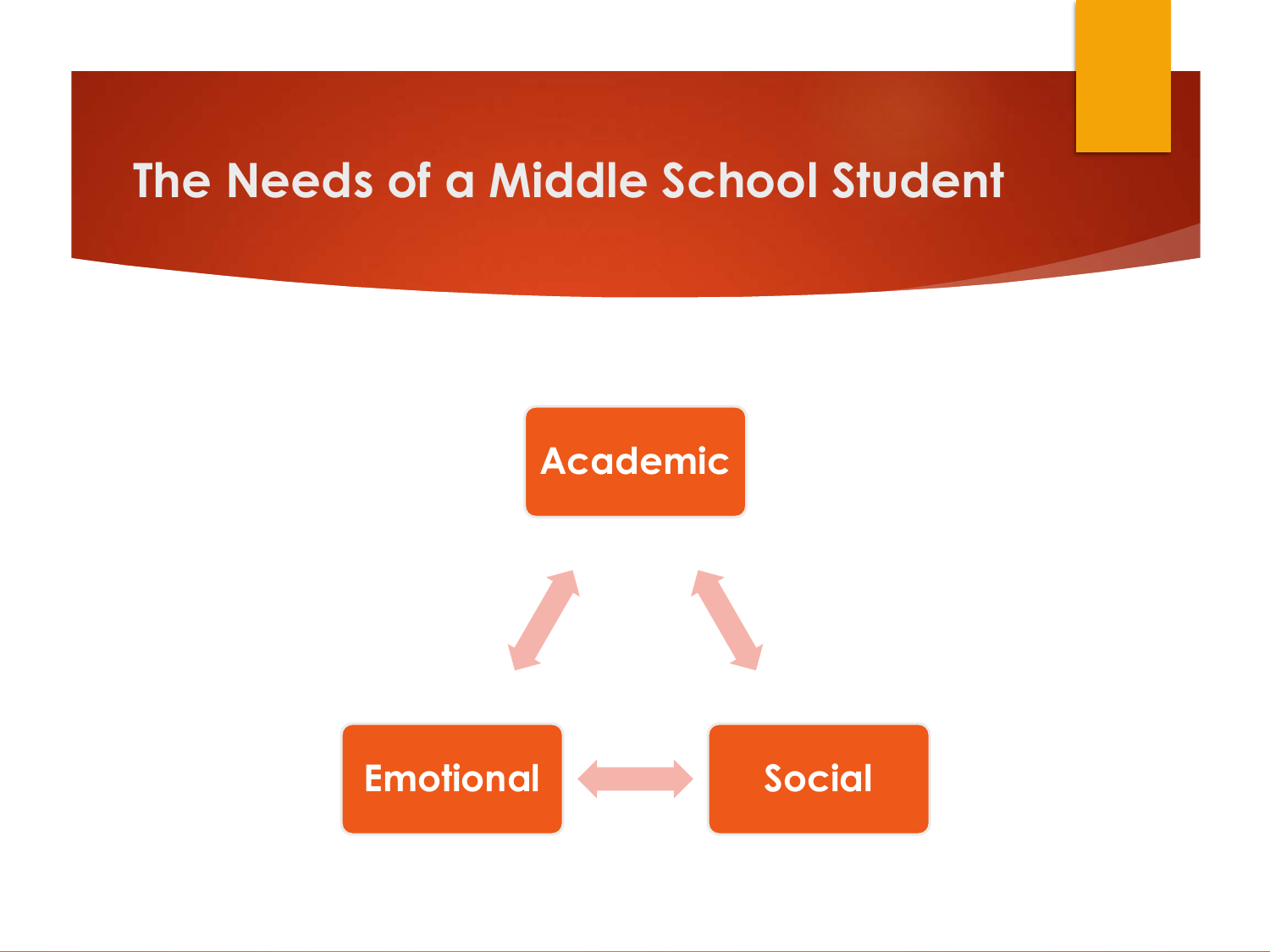# The Needs of a Middle School Student

- Academic
- Emotional
- Social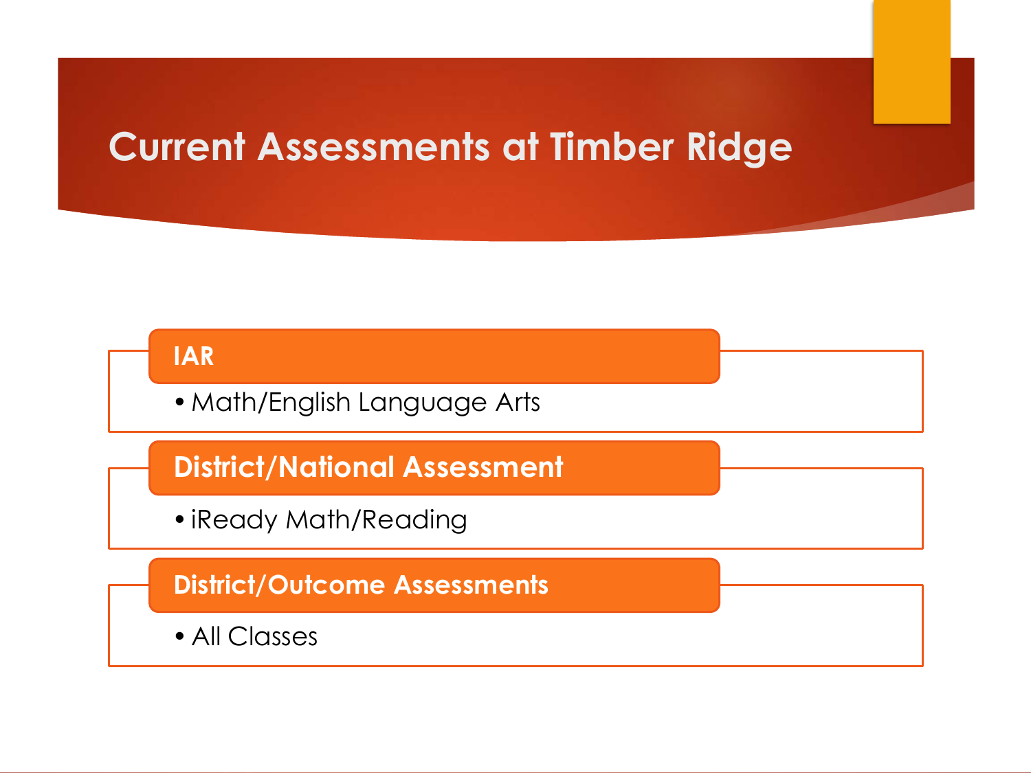# Current Assessments at Timber Ridge

**IAR**

- Math/English Language Arts

**District/National Assessment**

- iReady Math/Reading

**District/Outcome Assessments**

- All Classes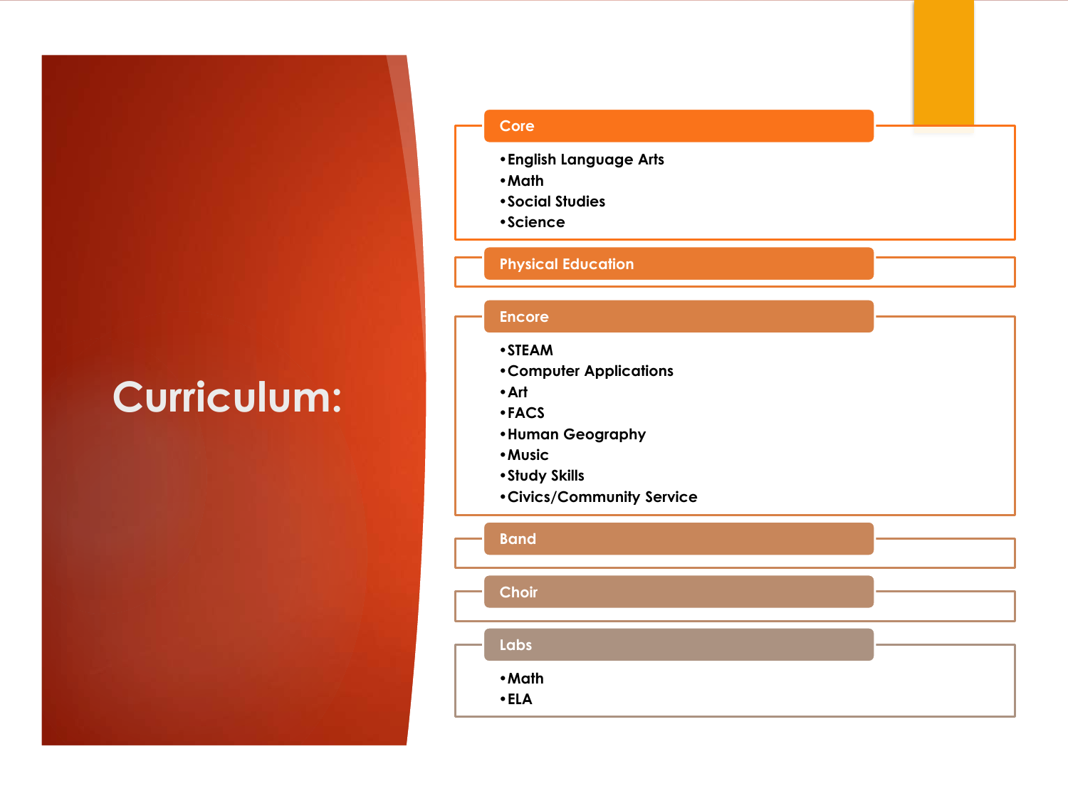# Curriculum:

## Core

- English Language Arts
- Math
- Social Studies
- Science

## Physical Education

## Encore

- STEAM
- Computer Applications
- Art
- FACS
- Human Geography
- Music
- Study Skills
- Civics/Community Service

## Band

## Choir

## Labs

- Math
- ELA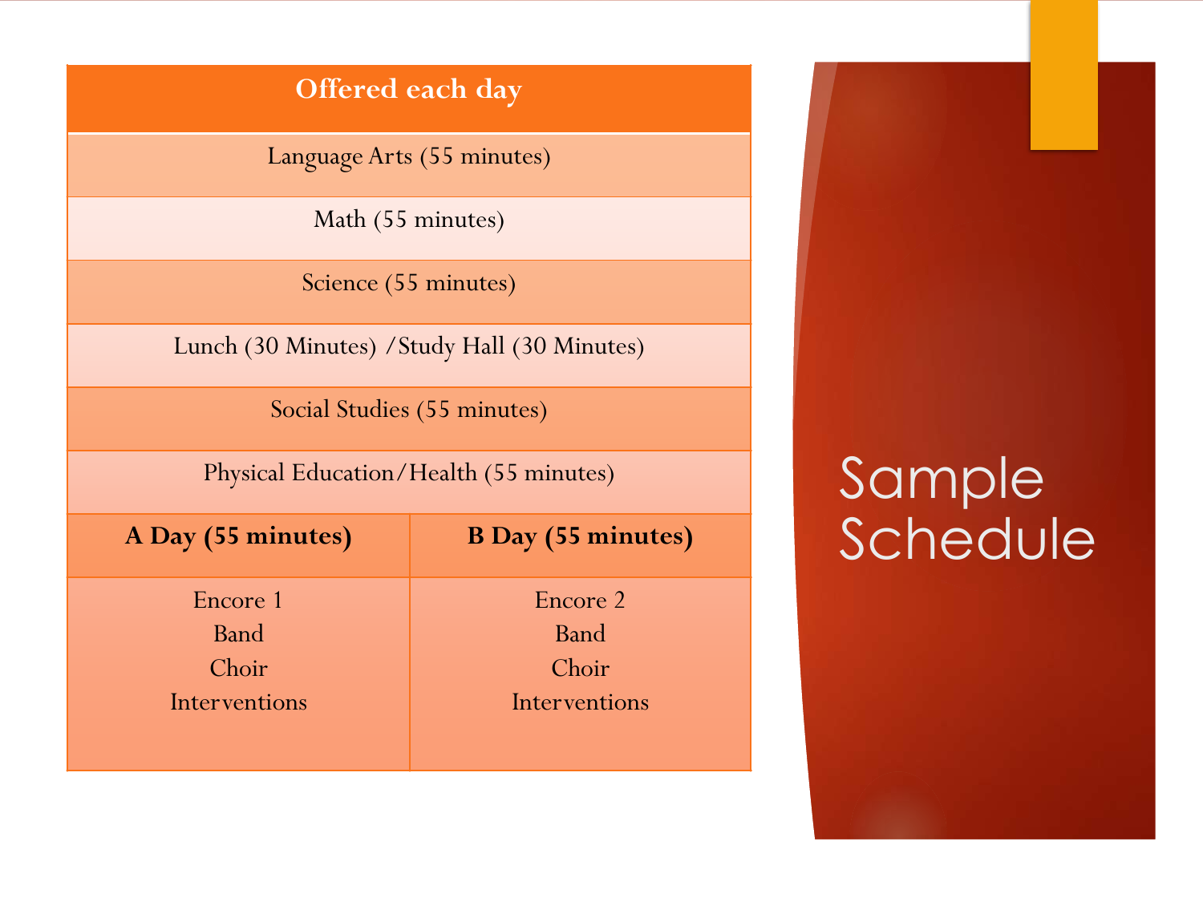# Sample Schedule

| Offered each day | |
|---|---|
| Language Arts (55 minutes) | |
| Math (55 minutes) | |
| Science (55 minutes) | |
| Lunch (30 Minutes) /Study Hall (30 Minutes) | |
| Social Studies (55 minutes) | |
| Physical Education/Health (55 minutes) | |
| **A Day (55 minutes)** | **B Day (55 minutes)** |
| Encore 1<br>Band<br>Choir<br>Interventions | Encore 2<br>Band<br>Choir<br>Interventions |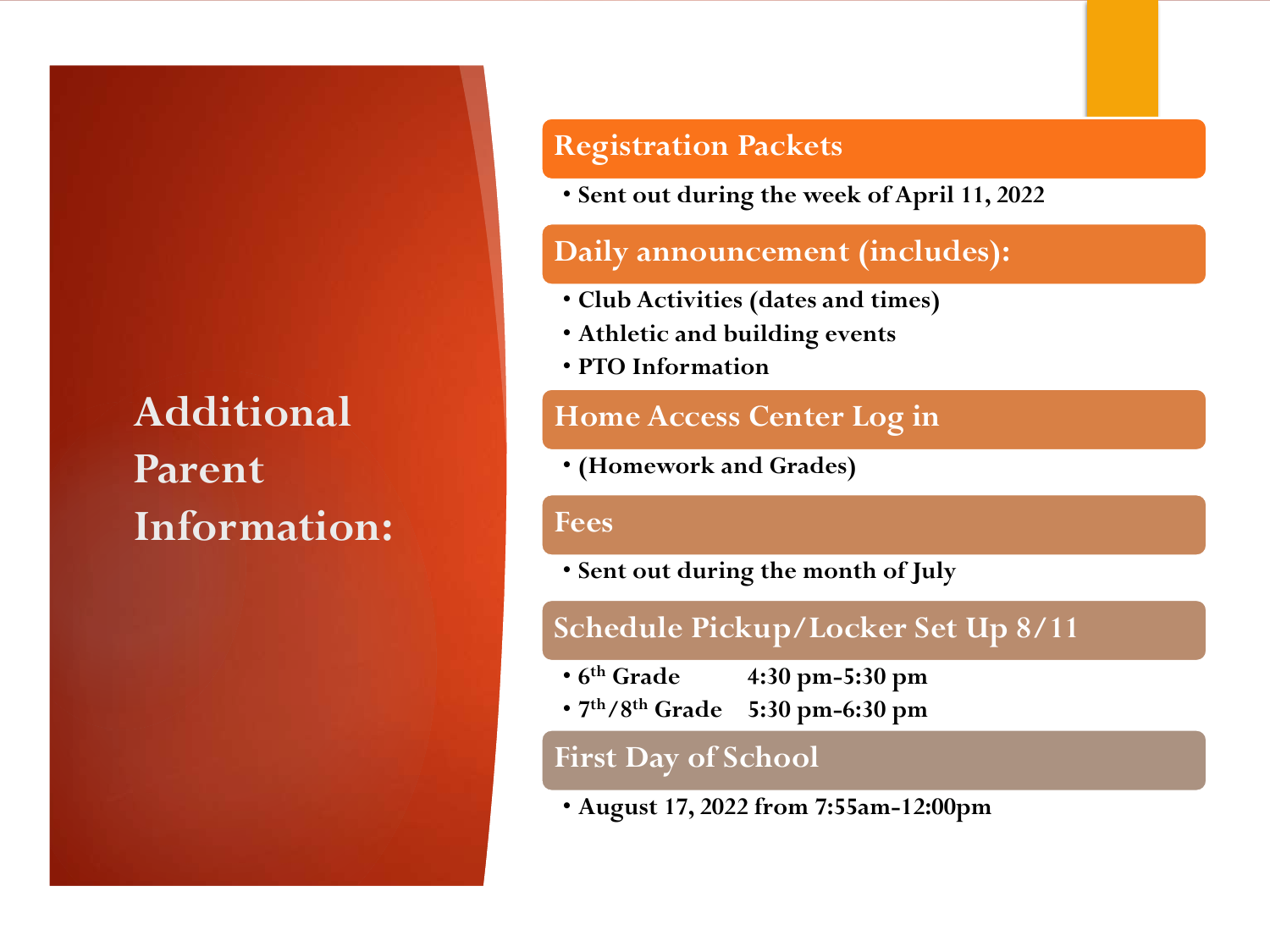# Additional Parent Information:

## Registration Packets

- Sent out during the week of April 11, 2022

## Daily announcement (includes):

- Club Activities (dates and times)
- Athletic and building events
- PTO Information

## Home Access Center Log in

- (Homework and Grades)

## Fees

- Sent out during the month of July

## Schedule Pickup/Locker Set Up 8/11

- 6th Grade 4:30 pm-5:30 pm
- 7th/8th Grade 5:30 pm-6:30 pm

## First Day of School

- August 17, 2022 from 7:55am-12:00pm